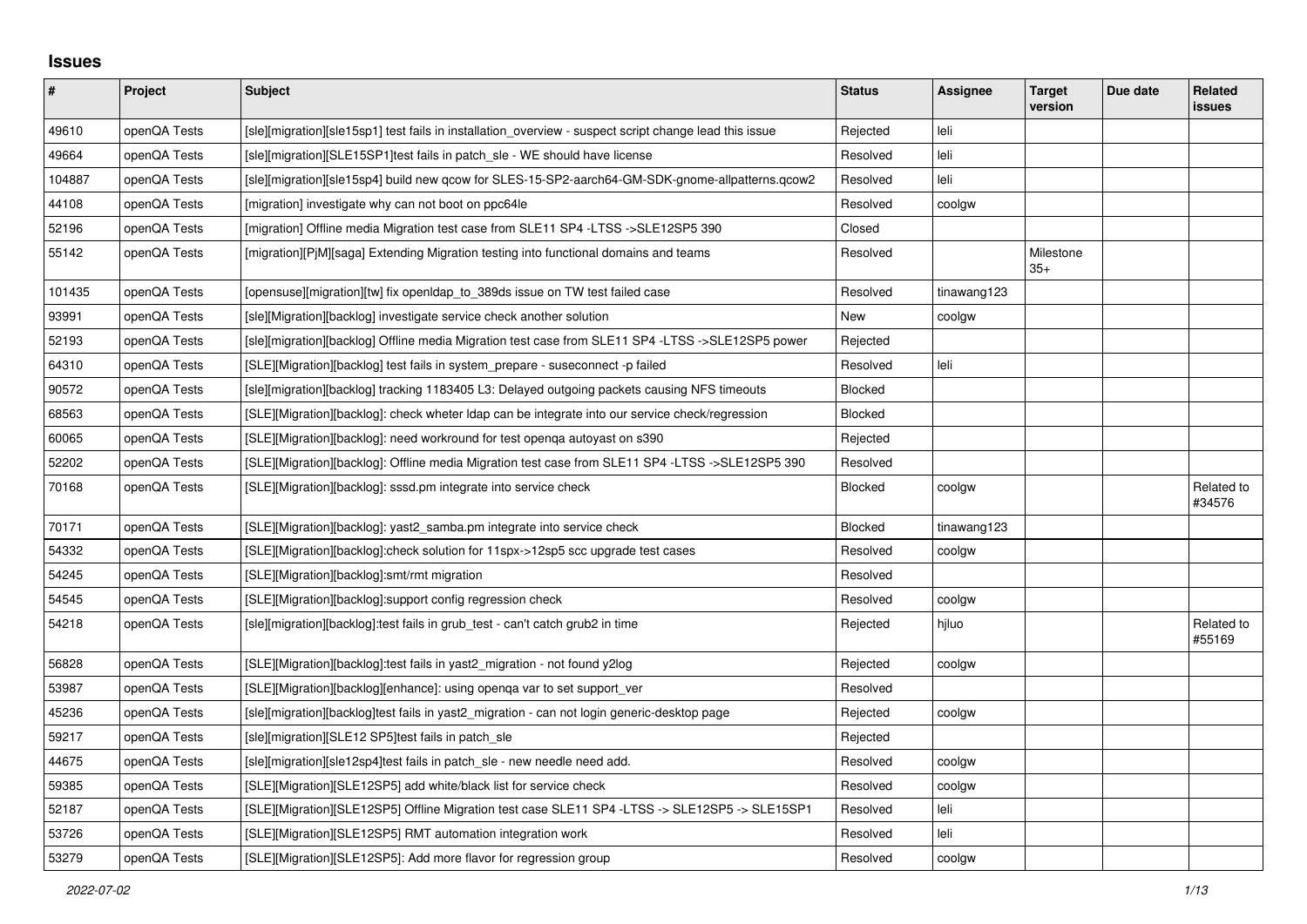## Issues

| # | Project | Subject | Status | Assignee | Target version | Due date | Related issues |
|---|---|---|---|---|---|---|---|
| 49610 | openQA Tests | [sle][migration][sle15sp1] test fails in installation_overview - suspect script change lead this issue | Rejected | leli | | | |
| 49664 | openQA Tests | [sle][migration][SLE15SP1]test fails in patch_sle - WE should have license | Resolved | leli | | | |
| 104887 | openQA Tests | [sle][migration][sle15sp4] build new qcow for SLES-15-SP2-aarch64-GM-SDK-gnome-allpatterns.qcow2 | Resolved | leli | | | |
| 44108 | openQA Tests | [migration] investigate why can not boot on ppc64le | Resolved | coolgw | | | |
| 52196 | openQA Tests | [migration] Offline media Migration test case from SLE11 SP4 -LTSS ->SLE12SP5 390 | Closed | | | | |
| 55142 | openQA Tests | [migration][PjM][saga] Extending Migration testing into functional domains and teams | Resolved | | Milestone 35+ | | |
| 101435 | openQA Tests | [opensuse][migration][tw] fix openldap_to_389ds issue on TW test failed case | Resolved | tinawang123 | | | |
| 93991 | openQA Tests | [sle][Migration][backlog] investigate service check another solution | New | coolgw | | | |
| 52193 | openQA Tests | [sle][migration][backlog] Offline media Migration test case from SLE11 SP4 -LTSS ->SLE12SP5 power | Rejected | | | | |
| 64310 | openQA Tests | [SLE][Migration][backlog] test fails in system_prepare - suseconnect -p failed | Resolved | leli | | | |
| 90572 | openQA Tests | [sle][migration][backlog] tracking 1183405 L3: Delayed outgoing packets causing NFS timeouts | Blocked | | | | |
| 68563 | openQA Tests | [SLE][Migration][backlog]: check wheter ldap can be integrate into our service check/regression | Blocked | | | | |
| 60065 | openQA Tests | [SLE][Migration][backlog]: need workround for test openqa autoyast on s390 | Rejected | | | | |
| 52202 | openQA Tests | [SLE][Migration][backlog]: Offline media Migration test case from SLE11 SP4 -LTSS ->SLE12SP5 390 | Resolved | | | | |
| 70168 | openQA Tests | [SLE][Migration][backlog]: sssd.pm integrate into service check | Blocked | coolgw | | | Related to #34576 |
| 70171 | openQA Tests | [SLE][Migration][backlog]: yast2_samba.pm integrate into service check | Blocked | tinawang123 | | | |
| 54332 | openQA Tests | [SLE][Migration][backlog]:check solution for 11spx->12sp5 scc upgrade test cases | Resolved | coolgw | | | |
| 54245 | openQA Tests | [SLE][Migration][backlog]:smt/rmt migration | Resolved | | | | |
| 54545 | openQA Tests | [SLE][Migration][backlog]:support config regression check | Resolved | coolgw | | | |
| 54218 | openQA Tests | [sle][migration][backlog]:test fails in grub_test - can't catch grub2 in time | Rejected | hjluo | | | Related to #55169 |
| 56828 | openQA Tests | [SLE][Migration][backlog]:test fails in yast2_migration - not found y2log | Rejected | coolgw | | | |
| 53987 | openQA Tests | [SLE][Migration][backlog][enhance]: using openqa var to set support_ver | Resolved | | | | |
| 45236 | openQA Tests | [sle][migration][backlog]test fails in yast2_migration - can not login generic-desktop page | Rejected | coolgw | | | |
| 59217 | openQA Tests | [sle][migration][SLE12 SP5]test fails in patch_sle | Rejected | | | | |
| 44675 | openQA Tests | [sle][migration][sle12sp4]test fails in patch_sle - new needle need add. | Resolved | coolgw | | | |
| 59385 | openQA Tests | [SLE][Migration][SLE12SP5] add white/black list for service check | Resolved | coolgw | | | |
| 52187 | openQA Tests | [SLE][Migration][SLE12SP5] Offline Migration test case SLE11 SP4 -LTSS -> SLE12SP5 -> SLE15SP1 | Resolved | leli | | | |
| 53726 | openQA Tests | [SLE][Migration][SLE12SP5] RMT automation integration work | Resolved | leli | | | |
| 53279 | openQA Tests | [SLE][Migration][SLE12SP5]: Add more flavor for regression group | Resolved | coolgw | | | |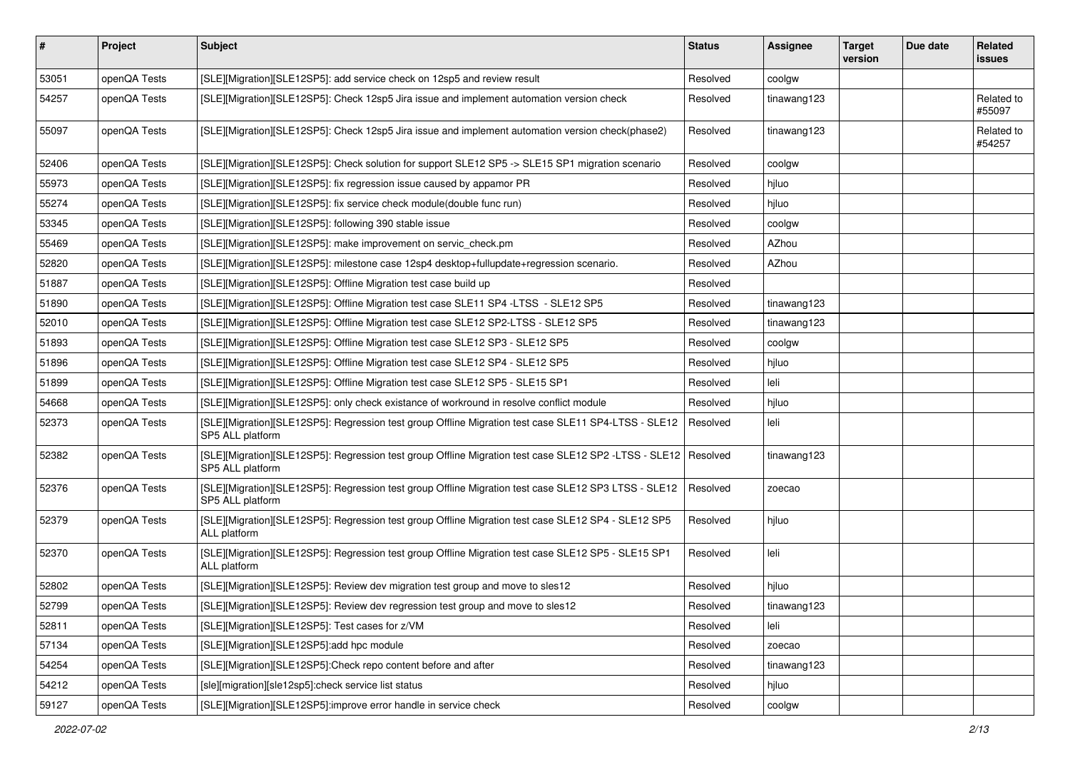| # | Project | Subject | Status | Assignee | Target version | Due date | Related issues |
|---|---|---|---|---|---|---|---|
| 53051 | openQA Tests | [SLE][Migration][SLE12SP5]: add service check on 12sp5 and review result | Resolved | coolgw | | | |
| 54257 | openQA Tests | [SLE][Migration][SLE12SP5]: Check 12sp5 Jira issue and implement automation version check | Resolved | tinawang123 | | | Related to #55097 |
| 55097 | openQA Tests | [SLE][Migration][SLE12SP5]: Check 12sp5 Jira issue and implement automation version check(phase2) | Resolved | tinawang123 | | | Related to #54257 |
| 52406 | openQA Tests | [SLE][Migration][SLE12SP5]: Check solution for support SLE12 SP5 -> SLE15 SP1 migration scenario | Resolved | coolgw | | | |
| 55973 | openQA Tests | [SLE][Migration][SLE12SP5]: fix regression issue caused by appamor PR | Resolved | hjluo | | | |
| 55274 | openQA Tests | [SLE][Migration][SLE12SP5]: fix service check module(double func run) | Resolved | hjluo | | | |
| 53345 | openQA Tests | [SLE][Migration][SLE12SP5]: following 390 stable issue | Resolved | coolgw | | | |
| 55469 | openQA Tests | [SLE][Migration][SLE12SP5]: make improvement on servic_check.pm | Resolved | AZhou | | | |
| 52820 | openQA Tests | [SLE][Migration][SLE12SP5]: milestone case 12sp4 desktop+fullupdate+regression scenario. | Resolved | AZhou | | | |
| 51887 | openQA Tests | [SLE][Migration][SLE12SP5]: Offline Migration test case build up | Resolved | | | | |
| 51890 | openQA Tests | [SLE][Migration][SLE12SP5]: Offline Migration test case SLE11 SP4 -LTSS - SLE12 SP5 | Resolved | tinawang123 | | | |
| 52010 | openQA Tests | [SLE][Migration][SLE12SP5]: Offline Migration test case SLE12 SP2-LTSS - SLE12 SP5 | Resolved | tinawang123 | | | |
| 51893 | openQA Tests | [SLE][Migration][SLE12SP5]: Offline Migration test case SLE12 SP3 - SLE12 SP5 | Resolved | coolgw | | | |
| 51896 | openQA Tests | [SLE][Migration][SLE12SP5]: Offline Migration test case SLE12 SP4 - SLE12 SP5 | Resolved | hjluo | | | |
| 51899 | openQA Tests | [SLE][Migration][SLE12SP5]: Offline Migration test case SLE12 SP5 - SLE15 SP1 | Resolved | leli | | | |
| 54668 | openQA Tests | [SLE][Migration][SLE12SP5]: only check existance of workround in resolve conflict module | Resolved | hjluo | | | |
| 52373 | openQA Tests | [SLE][Migration][SLE12SP5]: Regression test group Offline Migration test case SLE11 SP4-LTSS - SLE12 SP5 ALL platform | Resolved | leli | | | |
| 52382 | openQA Tests | [SLE][Migration][SLE12SP5]: Regression test group Offline Migration test case SLE12 SP2 -LTSS - SLE12 SP5 ALL platform | Resolved | tinawang123 | | | |
| 52376 | openQA Tests | [SLE][Migration][SLE12SP5]: Regression test group Offline Migration test case SLE12 SP3 LTSS - SLE12 SP5 ALL platform | Resolved | zoecao | | | |
| 52379 | openQA Tests | [SLE][Migration][SLE12SP5]: Regression test group Offline Migration test case SLE12 SP4 - SLE12 SP5 ALL platform | Resolved | hjluo | | | |
| 52370 | openQA Tests | [SLE][Migration][SLE12SP5]: Regression test group Offline Migration test case SLE12 SP5 - SLE15 SP1 ALL platform | Resolved | leli | | | |
| 52802 | openQA Tests | [SLE][Migration][SLE12SP5]: Review dev migration test group and move to sles12 | Resolved | hjluo | | | |
| 52799 | openQA Tests | [SLE][Migration][SLE12SP5]: Review dev regression test group and move to sles12 | Resolved | tinawang123 | | | |
| 52811 | openQA Tests | [SLE][Migration][SLE12SP5]: Test cases for z/VM | Resolved | leli | | | |
| 57134 | openQA Tests | [SLE][Migration][SLE12SP5]:add hpc module | Resolved | zoecao | | | |
| 54254 | openQA Tests | [SLE][Migration][SLE12SP5]:Check repo content before and after | Resolved | tinawang123 | | | |
| 54212 | openQA Tests | [sle][migration][sle12sp5]:check service list status | Resolved | hjluo | | | |
| 59127 | openQA Tests | [SLE][Migration][SLE12SP5]:improve error handle in service check | Resolved | coolgw | | | |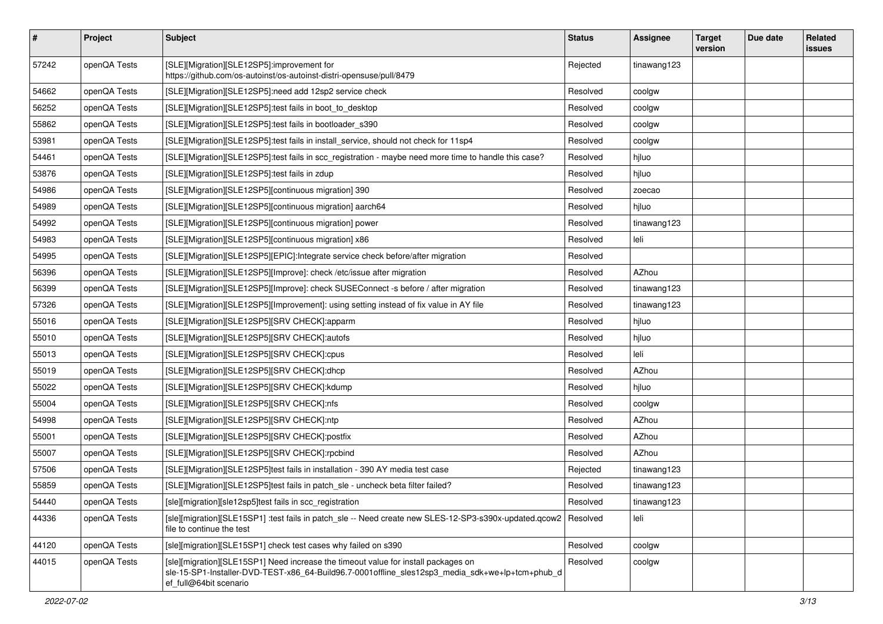| # | Project | Subject | Status | Assignee | Target version | Due date | Related issues |
|---|---|---|---|---|---|---|---|
| 57242 | openQA Tests | [SLE][Migration][SLE12SP5]:improvement for https://github.com/os-autoinst/os-autoinst-distri-opensuse/pull/8479 | Rejected | tinawang123 | | | |
| 54662 | openQA Tests | [SLE][Migration][SLE12SP5]:need add 12sp2 service check | Resolved | coolgw | | | |
| 56252 | openQA Tests | [SLE][Migration][SLE12SP5]:test fails in boot_to_desktop | Resolved | coolgw | | | |
| 55862 | openQA Tests | [SLE][Migration][SLE12SP5]:test fails in bootloader_s390 | Resolved | coolgw | | | |
| 53981 | openQA Tests | [SLE][Migration][SLE12SP5]:test fails in install_service, should not check for 11sp4 | Resolved | coolgw | | | |
| 54461 | openQA Tests | [SLE][Migration][SLE12SP5]:test fails in scc_registration - maybe need more time to handle this case? | Resolved | hjluo | | | |
| 53876 | openQA Tests | [SLE][Migration][SLE12SP5]:test fails in zdup | Resolved | hjluo | | | |
| 54986 | openQA Tests | [SLE][Migration][SLE12SP5][continuous migration] 390 | Resolved | zoecao | | | |
| 54989 | openQA Tests | [SLE][Migration][SLE12SP5][continuous migration] aarch64 | Resolved | hjluo | | | |
| 54992 | openQA Tests | [SLE][Migration][SLE12SP5][continuous migration] power | Resolved | tinawang123 | | | |
| 54983 | openQA Tests | [SLE][Migration][SLE12SP5][continuous migration] x86 | Resolved | leli | | | |
| 54995 | openQA Tests | [SLE][Migration][SLE12SP5][EPIC]:Integrate service check before/after migration | Resolved | | | | |
| 56396 | openQA Tests | [SLE][Migration][SLE12SP5][Improve]: check /etc/issue after migration | Resolved | AZhou | | | |
| 56399 | openQA Tests | [SLE][Migration][SLE12SP5][Improve]: check SUSEConnect -s before / after migration | Resolved | tinawang123 | | | |
| 57326 | openQA Tests | [SLE][Migration][SLE12SP5][Improvement]: using setting instead of fix value in AY file | Resolved | tinawang123 | | | |
| 55016 | openQA Tests | [SLE][Migration][SLE12SP5][SRV CHECK]:apparm | Resolved | hjluo | | | |
| 55010 | openQA Tests | [SLE][Migration][SLE12SP5][SRV CHECK]:autofs | Resolved | hjluo | | | |
| 55013 | openQA Tests | [SLE][Migration][SLE12SP5][SRV CHECK]:cpus | Resolved | leli | | | |
| 55019 | openQA Tests | [SLE][Migration][SLE12SP5][SRV CHECK]:dhcp | Resolved | AZhou | | | |
| 55022 | openQA Tests | [SLE][Migration][SLE12SP5][SRV CHECK]:kdump | Resolved | hjluo | | | |
| 55004 | openQA Tests | [SLE][Migration][SLE12SP5][SRV CHECK]:nfs | Resolved | coolgw | | | |
| 54998 | openQA Tests | [SLE][Migration][SLE12SP5][SRV CHECK]:ntp | Resolved | AZhou | | | |
| 55001 | openQA Tests | [SLE][Migration][SLE12SP5][SRV CHECK]:postfix | Resolved | AZhou | | | |
| 55007 | openQA Tests | [SLE][Migration][SLE12SP5][SRV CHECK]:rpcbind | Resolved | AZhou | | | |
| 57506 | openQA Tests | [SLE][Migration][SLE12SP5]test fails in installation - 390 AY media test case | Rejected | tinawang123 | | | |
| 55859 | openQA Tests | [SLE][Migration][SLE12SP5]test fails in patch_sle - uncheck beta filter failed? | Resolved | tinawang123 | | | |
| 54440 | openQA Tests | [sle][migration][sle12sp5]test fails in scc_registration | Resolved | tinawang123 | | | |
| 44336 | openQA Tests | [sle][migration][SLE15SP1] :test fails in patch_sle -- Need create new SLES-12-SP3-s390x-updated.qcow2 file to continue the test | Resolved | leli | | | |
| 44120 | openQA Tests | [sle][migration][SLE15SP1] check test cases why failed on s390 | Resolved | coolgw | | | |
| 44015 | openQA Tests | [sle][migration][SLE15SP1] Need increase the timeout value for install packages on sle-15-SP1-Installer-DVD-TEST-x86_64-Build96.7-0001offline_sles12sp3_media_sdk+we+lp+tcm+phub_def_full@64bit scenario | Resolved | coolgw | | | |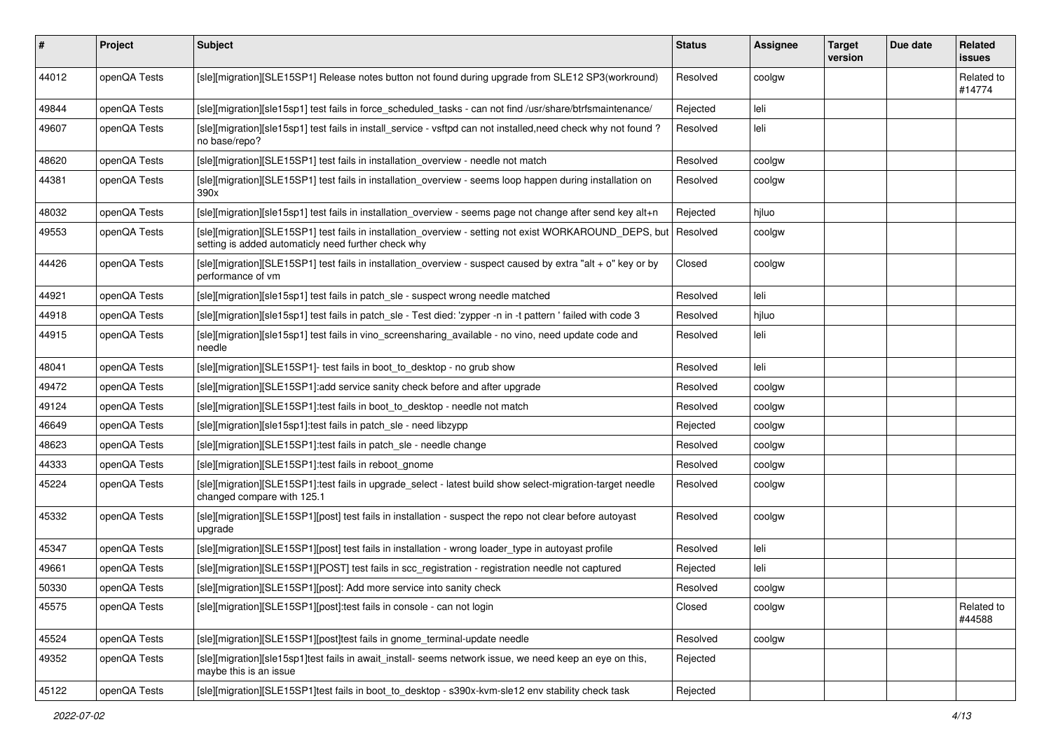| # | Project | Subject | Status | Assignee | Target version | Due date | Related issues |
|---|---|---|---|---|---|---|---|
| 44012 | openQA Tests | [sle][migration][SLE15SP1] Release notes button not found during upgrade from SLE12 SP3(workround) | Resolved | coolgw | | | Related to #14774 |
| 49844 | openQA Tests | [sle][migration][sle15sp1] test fails in force_scheduled_tasks - can not find /usr/share/btrfsmaintenance/ | Rejected | leli | | | |
| 49607 | openQA Tests | [sle][migration][sle15sp1] test fails in install_service - vsftpd can not installed,need check why not found ? no base/repo? | Resolved | leli | | | |
| 48620 | openQA Tests | [sle][migration][SLE15SP1] test fails in installation_overview - needle not match | Resolved | coolgw | | | |
| 44381 | openQA Tests | [sle][migration][SLE15SP1] test fails in installation_overview - seems loop happen during installation on 390x | Resolved | coolgw | | | |
| 48032 | openQA Tests | [sle][migration][sle15sp1] test fails in installation_overview - seems page not change after send key alt+n | Rejected | hjluo | | | |
| 49553 | openQA Tests | [sle][migration][SLE15SP1] test fails in installation_overview - setting not exist WORKAROUND_DEPS, but setting is added automaticly need further check why | Resolved | coolgw | | | |
| 44426 | openQA Tests | [sle][migration][SLE15SP1] test fails in installation_overview - suspect caused by extra "alt + o" key or by performance of vm | Closed | coolgw | | | |
| 44921 | openQA Tests | [sle][migration][sle15sp1] test fails in patch_sle - suspect wrong needle matched | Resolved | leli | | | |
| 44918 | openQA Tests | [sle][migration][sle15sp1] test fails in patch_sle - Test died: 'zypper -n in -t pattern ' failed with code 3 | Resolved | hjluo | | | |
| 44915 | openQA Tests | [sle][migration][sle15sp1] test fails in vino_screensharing_available - no vino, need update code and needle | Resolved | leli | | | |
| 48041 | openQA Tests | [sle][migration][SLE15SP1]- test fails in boot_to_desktop - no grub show | Resolved | leli | | | |
| 49472 | openQA Tests | [sle][migration][SLE15SP1]:add service sanity check before and after upgrade | Resolved | coolgw | | | |
| 49124 | openQA Tests | [sle][migration][SLE15SP1]:test fails in boot_to_desktop - needle not match | Resolved | coolgw | | | |
| 46649 | openQA Tests | [sle][migration][sle15sp1]:test fails in patch_sle - need libzypp | Rejected | coolgw | | | |
| 48623 | openQA Tests | [sle][migration][SLE15SP1]:test fails in patch_sle - needle change | Resolved | coolgw | | | |
| 44333 | openQA Tests | [sle][migration][SLE15SP1]:test fails in reboot_gnome | Resolved | coolgw | | | |
| 45224 | openQA Tests | [sle][migration][SLE15SP1]:test fails in upgrade_select - latest build show select-migration-target needle changed compare with 125.1 | Resolved | coolgw | | | |
| 45332 | openQA Tests | [sle][migration][SLE15SP1][post] test fails in installation - suspect the repo not clear before autoyast upgrade | Resolved | coolgw | | | |
| 45347 | openQA Tests | [sle][migration][SLE15SP1][post] test fails in installation - wrong loader_type in autoyast profile | Resolved | leli | | | |
| 49661 | openQA Tests | [sle][migration][SLE15SP1][POST] test fails in scc_registration - registration needle not captured | Rejected | leli | | | |
| 50330 | openQA Tests | [sle][migration][SLE15SP1][post]: Add more service into sanity check | Resolved | coolgw | | | |
| 45575 | openQA Tests | [sle][migration][SLE15SP1][post]:test fails in console - can not login | Closed | coolgw | | | Related to #44588 |
| 45524 | openQA Tests | [sle][migration][SLE15SP1][post]test fails in gnome_terminal-update needle | Resolved | coolgw | | | |
| 49352 | openQA Tests | [sle][migration][sle15sp1]test fails in await_install- seems network issue, we need keep an eye on this, maybe this is an issue | Rejected | | | | |
| 45122 | openQA Tests | [sle][migration][SLE15SP1]test fails in boot_to_desktop - s390x-kvm-sle12 env stability check task | Rejected | | | | |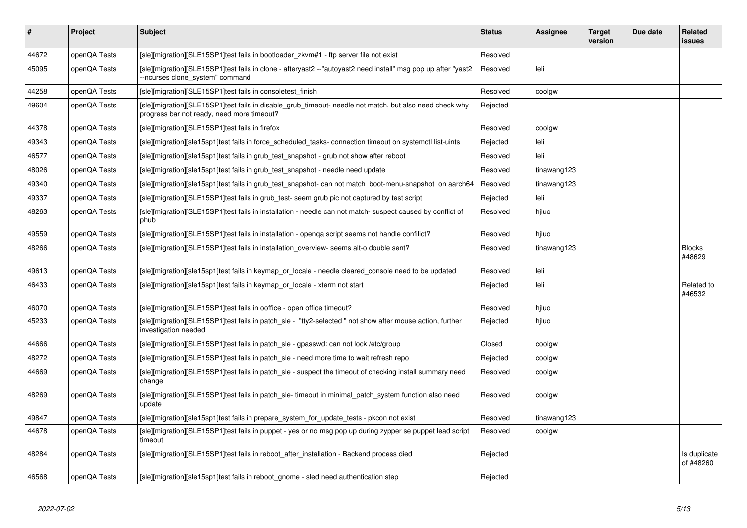| # | Project | Subject | Status | Assignee | Target version | Due date | Related issues |
|---|---|---|---|---|---|---|---|
| 44672 | openQA Tests | [sle][migration][SLE15SP1]test fails in bootloader_zkvm#1 - ftp server file not exist | Resolved | | | | |
| 45095 | openQA Tests | [sle][migration][SLE15SP1]test fails in clone - afteryast2 --"autoyast2 need install" msg pop up after "yast2 --ncurses clone_system" command | Resolved | leli | | | |
| 44258 | openQA Tests | [sle][migration][SLE15SP1]test fails in consoletest_finish | Resolved | coolgw | | | |
| 49604 | openQA Tests | [sle][migration][SLE15SP1]test fails in disable_grub_timeout- needle not match, but also need check why progress bar not ready, need more timeout? | Rejected | | | | |
| 44378 | openQA Tests | [sle][migration][SLE15SP1]test fails in firefox | Resolved | coolgw | | | |
| 49343 | openQA Tests | [sle][migration][sle15sp1]test fails in force_scheduled_tasks- connection timeout on systemctl list-uints | Rejected | leli | | | |
| 46577 | openQA Tests | [sle][migration][sle15sp1]test fails in grub_test_snapshot - grub not show after reboot | Resolved | leli | | | |
| 48026 | openQA Tests | [sle][migration][sle15sp1]test fails in grub_test_snapshot - needle need update | Resolved | tinawang123 | | | |
| 49340 | openQA Tests | [sle][migration][sle15sp1]test fails in grub_test_snapshot- can not match boot-menu-snapshot on aarch64 | Resolved | tinawang123 | | | |
| 49337 | openQA Tests | [sle][migration][SLE15SP1]test fails in grub_test- seem grub pic not captured by test script | Rejected | leli | | | |
| 48263 | openQA Tests | [sle][migration][SLE15SP1]test fails in installation - needle can not match- suspect caused by conflict of phub | Resolved | hjluo | | | |
| 49559 | openQA Tests | [sle][migration][SLE15SP1]test fails in installation - openqa script seems not handle confilict? | Resolved | hjluo | | | |
| 48266 | openQA Tests | [sle][migration][SLE15SP1]test fails in installation_overview- seems alt-o double sent? | Resolved | tinawang123 | | | Blocks #48629 |
| 49613 | openQA Tests | [sle][migration][sle15sp1]test fails in keymap_or_locale - needle cleared_console need to be updated | Resolved | leli | | | |
| 46433 | openQA Tests | [sle][migration][sle15sp1]test fails in keymap_or_locale - xterm not start | Rejected | leli | | | Related to #46532 |
| 46070 | openQA Tests | [sle][migration][SLE15SP1]test fails in ooffice - open office timeout? | Resolved | hjluo | | | |
| 45233 | openQA Tests | [sle][migration][SLE15SP1]test fails in patch_sle - "tty2-selected " not show after mouse action, further investigation needed | Rejected | hjluo | | | |
| 44666 | openQA Tests | [sle][migration][SLE15SP1]test fails in patch_sle - gpasswd: can not lock /etc/group | Closed | coolgw | | | |
| 48272 | openQA Tests | [sle][migration][SLE15SP1]test fails in patch_sle - need more time to wait refresh repo | Rejected | coolgw | | | |
| 44669 | openQA Tests | [sle][migration][SLE15SP1]test fails in patch_sle - suspect the timeout of checking install summary need change | Resolved | coolgw | | | |
| 48269 | openQA Tests | [sle][migration][SLE15SP1]test fails in patch_sle- timeout in minimal_patch_system function also need update | Resolved | coolgw | | | |
| 49847 | openQA Tests | [sle][migration][sle15sp1]test fails in prepare_system_for_update_tests - pkcon not exist | Resolved | tinawang123 | | | |
| 44678 | openQA Tests | [sle][migration][SLE15SP1]test fails in puppet - yes or no msg pop up during zypper se puppet lead script timeout | Resolved | coolgw | | | |
| 48284 | openQA Tests | [sle][migration][SLE15SP1]test fails in reboot_after_installation - Backend process died | Rejected | | | | Is duplicate of #48260 |
| 46568 | openQA Tests | [sle][migration][sle15sp1]test fails in reboot_gnome - sled need authentication step | Rejected | | | | |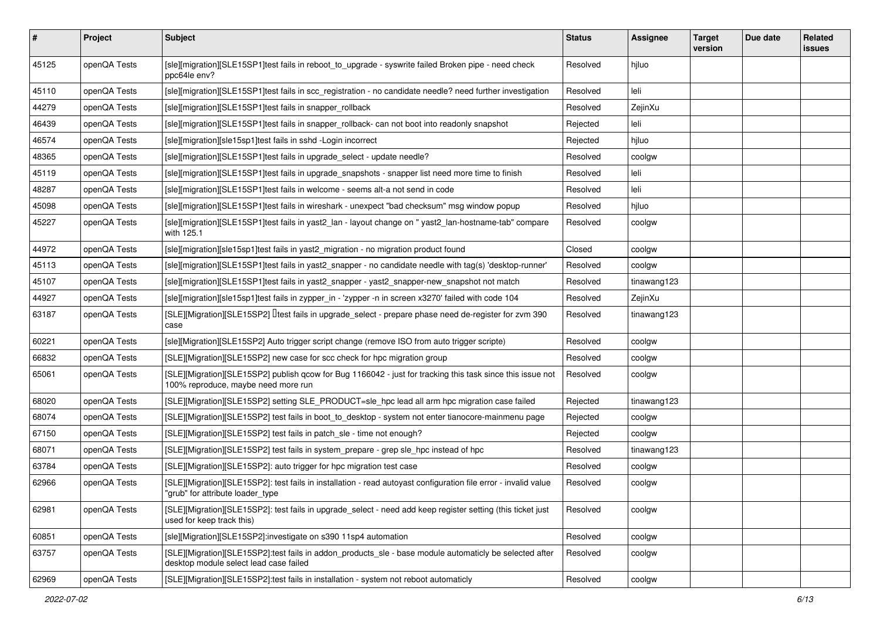| # | Project | Subject | Status | Assignee | Target version | Due date | Related issues |
|---|---|---|---|---|---|---|---|
| 45125 | openQA Tests | [sle][migration][SLE15SP1]test fails in reboot_to_upgrade - syswrite failed Broken pipe - need check ppc64le env? | Resolved | hjluo | | | |
| 45110 | openQA Tests | [sle][migration][SLE15SP1]test fails in scc_registration - no candidate needle? need further investigation | Resolved | leli | | | |
| 44279 | openQA Tests | [sle][migration][SLE15SP1]test fails in snapper_rollback | Resolved | ZejinXu | | | |
| 46439 | openQA Tests | [sle][migration][SLE15SP1]test fails in snapper_rollback- can not boot into readonly snapshot | Rejected | leli | | | |
| 46574 | openQA Tests | [sle][migration][sle15sp1]test fails in sshd -Login incorrect | Rejected | hjluo | | | |
| 48365 | openQA Tests | [sle][migration][SLE15SP1]test fails in upgrade_select - update needle? | Resolved | coolgw | | | |
| 45119 | openQA Tests | [sle][migration][SLE15SP1]test fails in upgrade_snapshots - snapper list need more time to finish | Resolved | leli | | | |
| 48287 | openQA Tests | [sle][migration][SLE15SP1]test fails in welcome - seems alt-a not send in code | Resolved | leli | | | |
| 45098 | openQA Tests | [sle][migration][SLE15SP1]test fails in wireshark - unexpect "bad checksum" msg window popup | Resolved | hjluo | | | |
| 45227 | openQA Tests | [sle][migration][SLE15SP1]test fails in yast2_lan - layout change on " yast2_lan-hostname-tab" compare with 125.1 | Resolved | coolgw | | | |
| 44972 | openQA Tests | [sle][migration][sle15sp1]test fails in yast2_migration - no migration product found | Closed | coolgw | | | |
| 45113 | openQA Tests | [sle][migration][SLE15SP1]test fails in yast2_snapper - no candidate needle with tag(s) 'desktop-runner' | Resolved | coolgw | | | |
| 45107 | openQA Tests | [sle][migration][SLE15SP1]test fails in yast2_snapper - yast2_snapper-new_snapshot not match | Resolved | tinawang123 | | | |
| 44927 | openQA Tests | [sle][migration][sle15sp1]test fails in zypper_in - 'zypper -n in screen x3270' failed with code 104 | Resolved | ZejinXu | | | |
| 63187 | openQA Tests | [SLE][Migration][SLE15SP2] test fails in upgrade_select - prepare phase need de-register for zvm 390 case | Resolved | tinawang123 | | | |
| 60221 | openQA Tests | [sle][Migration][SLE15SP2] Auto trigger script change (remove ISO from auto trigger scripte) | Resolved | coolgw | | | |
| 66832 | openQA Tests | [SLE][Migration][SLE15SP2] new case for scc check for hpc migration group | Resolved | coolgw | | | |
| 65061 | openQA Tests | [SLE][Migration][SLE15SP2] publish qcow for Bug 1166042 - just for tracking this task since this issue not 100% reproduce, maybe need more run | Resolved | coolgw | | | |
| 68020 | openQA Tests | [SLE][Migration][SLE15SP2] setting SLE_PRODUCT=sle_hpc lead all arm hpc migration case failed | Rejected | tinawang123 | | | |
| 68074 | openQA Tests | [SLE][Migration][SLE15SP2] test fails in boot_to_desktop - system not enter tianocore-mainmenu page | Rejected | coolgw | | | |
| 67150 | openQA Tests | [SLE][Migration][SLE15SP2] test fails in patch_sle - time not enough? | Rejected | coolgw | | | |
| 68071 | openQA Tests | [SLE][Migration][SLE15SP2] test fails in system_prepare - grep sle_hpc instead of hpc | Resolved | tinawang123 | | | |
| 63784 | openQA Tests | [SLE][Migration][SLE15SP2]: auto trigger for hpc migration test case | Resolved | coolgw | | | |
| 62966 | openQA Tests | [SLE][Migration][SLE15SP2]: test fails in installation - read autoyast configuration file error - invalid value "grub" for attribute loader_type | Resolved | coolgw | | | |
| 62981 | openQA Tests | [SLE][Migration][SLE15SP2]: test fails in upgrade_select - need add keep register setting (this ticket just used for keep track this) | Resolved | coolgw | | | |
| 60851 | openQA Tests | [sle][Migration][SLE15SP2]:investigate on s390 11sp4 automation | Resolved | coolgw | | | |
| 63757 | openQA Tests | [SLE][Migration][SLE15SP2]:test fails in addon_products_sle - base module automaticly be selected after desktop module select lead case failed | Resolved | coolgw | | | |
| 62969 | openQA Tests | [SLE][Migration][SLE15SP2]:test fails in installation - system not reboot automaticly | Resolved | coolgw | | | |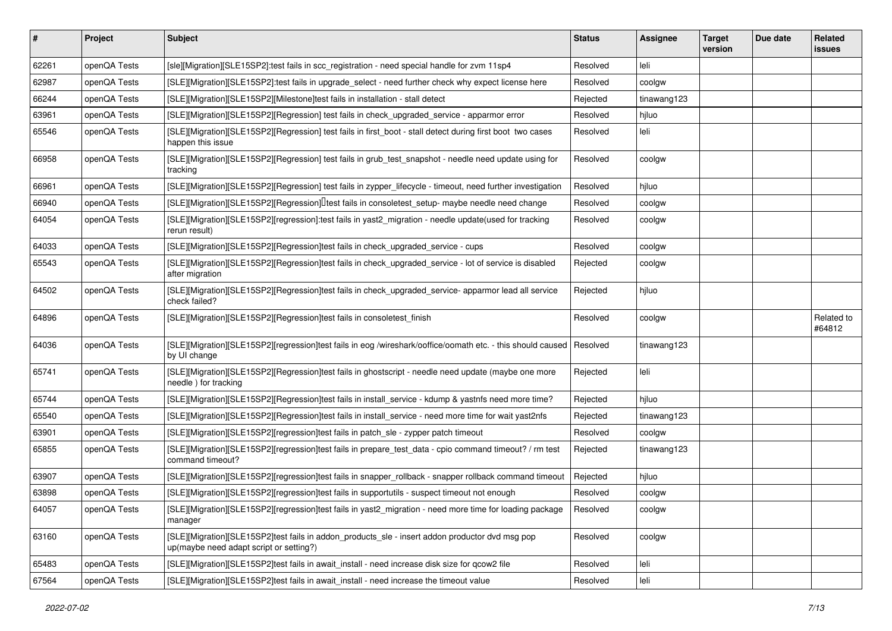| # | Project | Subject | Status | Assignee | Target version | Due date | Related issues |
|---|---|---|---|---|---|---|---|
| 62261 | openQA Tests | [sle][Migration][SLE15SP2]:test fails in scc_registration - need special handle for zvm 11sp4 | Resolved | leli | | | |
| 62987 | openQA Tests | [SLE][Migration][SLE15SP2]:test fails in upgrade_select - need further check why expect license here | Resolved | coolgw | | | |
| 66244 | openQA Tests | [SLE][Migration][SLE15SP2][Milestone]test fails in installation - stall detect | Rejected | tinawang123 | | | |
| 63961 | openQA Tests | [SLE][Migration][SLE15SP2][Regression] test fails in check_upgraded_service - apparmor error | Resolved | hjluo | | | |
| 65546 | openQA Tests | [SLE][Migration][SLE15SP2][Regression] test fails in first_boot - stall detect during first boot two cases happen this issue | Resolved | leli | | | |
| 66958 | openQA Tests | [SLE][Migration][SLE15SP2][Regression] test fails in grub_test_snapshot - needle need update using for tracking | Resolved | coolgw | | | |
| 66961 | openQA Tests | [SLE][Migration][SLE15SP2][Regression] test fails in zypper_lifecycle - timeout, need further investigation | Resolved | hjluo | | | |
| 66940 | openQA Tests | [SLE][Migration][SLE15SP2][Regression] test fails in consoletest_setup- maybe needle need change | Resolved | coolgw | | | |
| 64054 | openQA Tests | [SLE][Migration][SLE15SP2][regression]:test fails in yast2_migration - needle update(used for tracking rerun result) | Resolved | coolgw | | | |
| 64033 | openQA Tests | [SLE][Migration][SLE15SP2][Regression]test fails in check_upgraded_service - cups | Resolved | coolgw | | | |
| 65543 | openQA Tests | [SLE][Migration][SLE15SP2][Regression]test fails in check_upgraded_service - lot of service is disabled after migration | Rejected | coolgw | | | |
| 64502 | openQA Tests | [SLE][Migration][SLE15SP2][Regression]test fails in check_upgraded_service- apparmor lead all service check failed? | Rejected | hjluo | | | |
| 64896 | openQA Tests | [SLE][Migration][SLE15SP2][Regression]test fails in consoletest_finish | Resolved | coolgw | | | Related to #64812 |
| 64036 | openQA Tests | [SLE][Migration][SLE15SP2][regression]test fails in eog /wireshark/ooffice/oomath etc. - this should caused by UI change | Resolved | tinawang123 | | | |
| 65741 | openQA Tests | [SLE][Migration][SLE15SP2][Regression]test fails in ghostscript - needle need update (maybe one more needle ) for tracking | Rejected | leli | | | |
| 65744 | openQA Tests | [SLE][Migration][SLE15SP2][Regression]test fails in install_service - kdump & yastnfs need more time? | Rejected | hjluo | | | |
| 65540 | openQA Tests | [SLE][Migration][SLE15SP2][Regression]test fails in install_service - need more time for wait yast2nfs | Rejected | tinawang123 | | | |
| 63901 | openQA Tests | [SLE][Migration][SLE15SP2][regression]test fails in patch_sle - zypper patch timeout | Resolved | coolgw | | | |
| 65855 | openQA Tests | [SLE][Migration][SLE15SP2][regression]test fails in prepare_test_data - cpio command timeout? / rm test command timeout? | Rejected | tinawang123 | | | |
| 63907 | openQA Tests | [SLE][Migration][SLE15SP2][regression]test fails in snapper_rollback - snapper rollback command timeout | Rejected | hjluo | | | |
| 63898 | openQA Tests | [SLE][Migration][SLE15SP2][regression]test fails in supportutils - suspect timeout not enough | Resolved | coolgw | | | |
| 64057 | openQA Tests | [SLE][Migration][SLE15SP2][regression]test fails in yast2_migration - need more time for loading package manager | Resolved | coolgw | | | |
| 63160 | openQA Tests | [SLE][Migration][SLE15SP2]test fails in addon_products_sle - insert addon productor dvd msg pop up(maybe need adapt script or setting?) | Resolved | coolgw | | | |
| 65483 | openQA Tests | [SLE][Migration][SLE15SP2]test fails in await_install - need increase disk size for qcow2 file | Resolved | leli | | | |
| 67564 | openQA Tests | [SLE][Migration][SLE15SP2]test fails in await_install - need increase the timeout value | Resolved | leli | | | |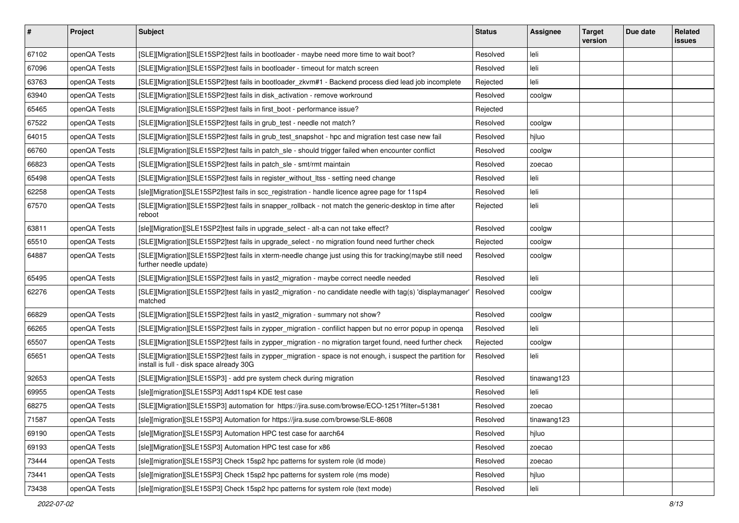| # | Project | Subject | Status | Assignee | Target version | Due date | Related issues |
|---|---|---|---|---|---|---|---|
| 67102 | openQA Tests | [SLE][Migration][SLE15SP2]test fails in bootloader - maybe need more time to wait boot? | Resolved | leli | | | |
| 67096 | openQA Tests | [SLE][Migration][SLE15SP2]test fails in bootloader - timeout for match screen | Resolved | leli | | | |
| 63763 | openQA Tests | [SLE][Migration][SLE15SP2]test fails in bootloader_zkvm#1 - Backend process died lead job incomplete | Rejected | leli | | | |
| 63940 | openQA Tests | [SLE][Migration][SLE15SP2]test fails in disk_activation - remove workround | Resolved | coolgw | | | |
| 65465 | openQA Tests | [SLE][Migration][SLE15SP2]test fails in first_boot - performance issue? | Rejected | | | | |
| 67522 | openQA Tests | [SLE][Migration][SLE15SP2]test fails in grub_test - needle not match? | Resolved | coolgw | | | |
| 64015 | openQA Tests | [SLE][Migration][SLE15SP2]test fails in grub_test_snapshot - hpc and migration test case new fail | Resolved | hjluo | | | |
| 66760 | openQA Tests | [SLE][Migration][SLE15SP2]test fails in patch_sle - should trigger failed when encounter conflict | Resolved | coolgw | | | |
| 66823 | openQA Tests | [SLE][Migration][SLE15SP2]test fails in patch_sle - smt/rmt maintain | Resolved | zoecao | | | |
| 65498 | openQA Tests | [SLE][Migration][SLE15SP2]test fails in register_without_ltss - setting need change | Resolved | leli | | | |
| 62258 | openQA Tests | [sle][Migration][SLE15SP2]test fails in scc_registration - handle licence agree page for 11sp4 | Resolved | leli | | | |
| 67570 | openQA Tests | [SLE][Migration][SLE15SP2]test fails in snapper_rollback - not match the generic-desktop in time after reboot | Rejected | leli | | | |
| 63811 | openQA Tests | [sle][Migration][SLE15SP2]test fails in upgrade_select - alt-a can not take effect? | Resolved | coolgw | | | |
| 65510 | openQA Tests | [SLE][Migration][SLE15SP2]test fails in upgrade_select - no migration found need further check | Rejected | coolgw | | | |
| 64887 | openQA Tests | [SLE][Migration][SLE15SP2]test fails in xterm-needle change just using this for tracking(maybe still need further needle update) | Resolved | coolgw | | | |
| 65495 | openQA Tests | [SLE][Migration][SLE15SP2]test fails in yast2_migration - maybe correct needle needed | Resolved | leli | | | |
| 62276 | openQA Tests | [SLE][Migration][SLE15SP2]test fails in yast2_migration - no candidate needle with tag(s) 'displaymanager' matched | Resolved | coolgw | | | |
| 66829 | openQA Tests | [SLE][Migration][SLE15SP2]test fails in yast2_migration - summary not show? | Resolved | coolgw | | | |
| 66265 | openQA Tests | [SLE][Migration][SLE15SP2]test fails in zypper_migration - confilict happen but no error popup in openqa | Resolved | leli | | | |
| 65507 | openQA Tests | [SLE][Migration][SLE15SP2]test fails in zypper_migration - no migration target found, need further check | Rejected | coolgw | | | |
| 65651 | openQA Tests | [SLE][Migration][SLE15SP2]test fails in zypper_migration - space is not enough, i suspect the partition for install is full - disk space already 30G | Resolved | leli | | | |
| 92653 | openQA Tests | [SLE][Migration][SLE15SP3] - add pre system check during migration | Resolved | tinawang123 | | | |
| 69955 | openQA Tests | [sle][migration][SLE15SP3] Add11sp4 KDE test case | Resolved | leli | | | |
| 68275 | openQA Tests | [SLE][Migration][SLE15SP3] automation for https://jira.suse.com/browse/ECO-1251?filter=51381 | Resolved | zoecao | | | |
| 71587 | openQA Tests | [sle][migration][SLE15SP3] Automation for https://jira.suse.com/browse/SLE-8608 | Resolved | tinawang123 | | | |
| 69190 | openQA Tests | [sle][Migration][SLE15SP3] Automation HPC test case for aarch64 | Resolved | hjluo | | | |
| 69193 | openQA Tests | [sle][Migration][SLE15SP3] Automation HPC test case for x86 | Resolved | zoecao | | | |
| 73444 | openQA Tests | [sle][migration][SLE15SP3] Check 15sp2 hpc patterns for system role (ld mode) | Resolved | zoecao | | | |
| 73441 | openQA Tests | [sle][migration][SLE15SP3] Check 15sp2 hpc patterns for system role (ms mode) | Resolved | hjluo | | | |
| 73438 | openQA Tests | [sle][migration][SLE15SP3] Check 15sp2 hpc patterns for system role (text mode) | Resolved | leli | | | |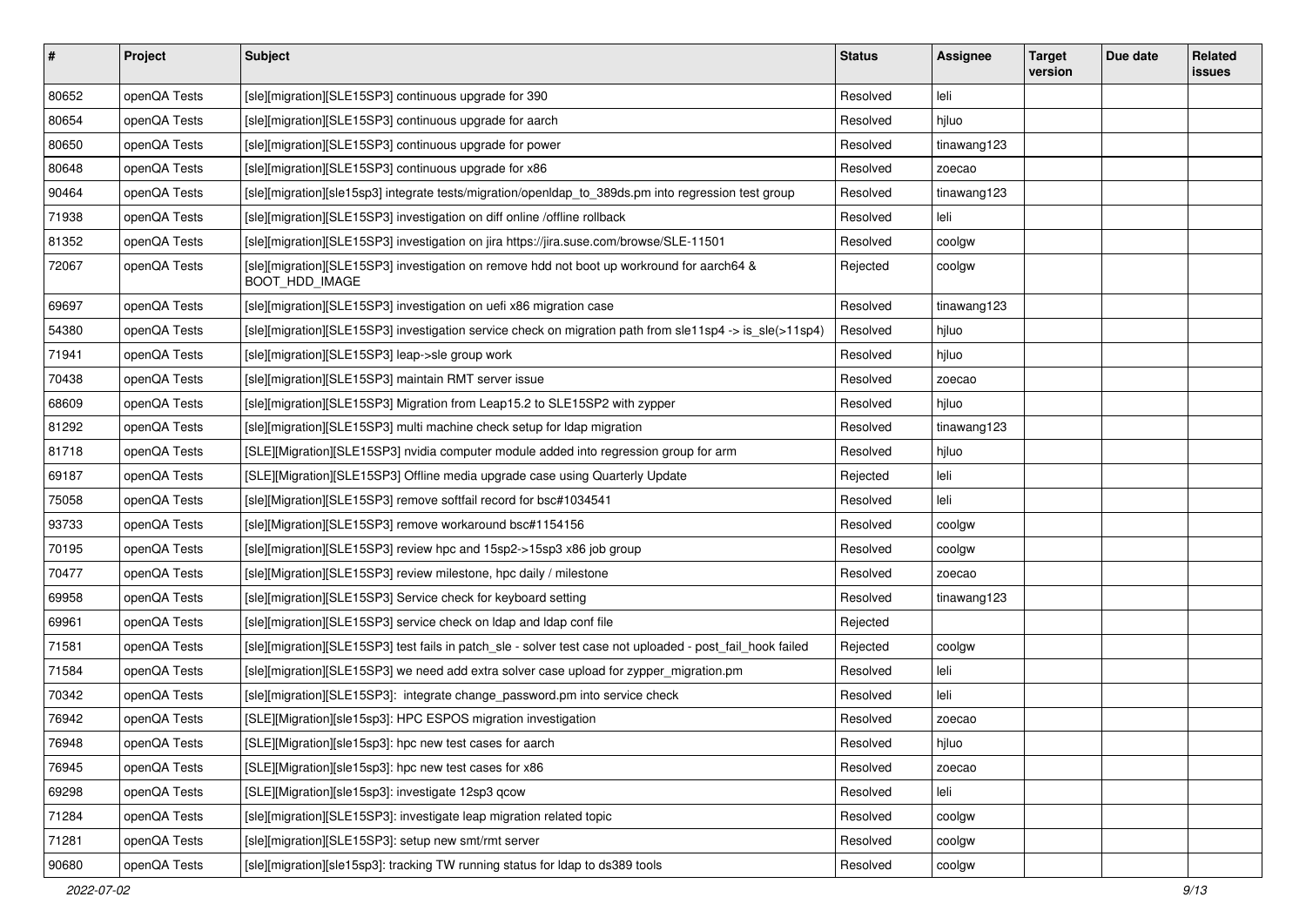| # | Project | Subject | Status | Assignee | Target version | Due date | Related issues |
|---|---|---|---|---|---|---|---|
| 80652 | openQA Tests | [sle][migration][SLE15SP3] continuous upgrade for 390 | Resolved | leli | | | |
| 80654 | openQA Tests | [sle][migration][SLE15SP3] continuous upgrade for aarch | Resolved | hjluo | | | |
| 80650 | openQA Tests | [sle][migration][SLE15SP3] continuous upgrade for power | Resolved | tinawang123 | | | |
| 80648 | openQA Tests | [sle][migration][SLE15SP3] continuous upgrade for x86 | Resolved | zoecao | | | |
| 90464 | openQA Tests | [sle][migration][sle15sp3] integrate tests/migration/openldap_to_389ds.pm into regression test group | Resolved | tinawang123 | | | |
| 71938 | openQA Tests | [sle][migration][SLE15SP3] investigation on diff online /offline rollback | Resolved | leli | | | |
| 81352 | openQA Tests | [sle][migration][SLE15SP3] investigation on jira https://jira.suse.com/browse/SLE-11501 | Resolved | coolgw | | | |
| 72067 | openQA Tests | [sle][migration][SLE15SP3] investigation on remove hdd not boot up workround for aarch64 & BOOT_HDD_IMAGE | Rejected | coolgw | | | |
| 69697 | openQA Tests | [sle][migration][SLE15SP3] investigation on uefi x86 migration case | Resolved | tinawang123 | | | |
| 54380 | openQA Tests | [sle][migration][SLE15SP3] investigation service check on migration path from sle11sp4 -> is_sle(>11sp4) | Resolved | hjluo | | | |
| 71941 | openQA Tests | [sle][migration][SLE15SP3] leap->sle group work | Resolved | hjluo | | | |
| 70438 | openQA Tests | [sle][migration][SLE15SP3] maintain RMT server issue | Resolved | zoecao | | | |
| 68609 | openQA Tests | [sle][migration][SLE15SP3] Migration from Leap15.2 to SLE15SP2 with zypper | Resolved | hjluo | | | |
| 81292 | openQA Tests | [sle][migration][SLE15SP3] multi machine check setup for ldap migration | Resolved | tinawang123 | | | |
| 81718 | openQA Tests | [SLE][Migration][SLE15SP3] nvidia computer module added into regression group for arm | Resolved | hjluo | | | |
| 69187 | openQA Tests | [SLE][Migration][SLE15SP3] Offline media upgrade case using Quarterly Update | Rejected | leli | | | |
| 75058 | openQA Tests | [sle][Migration][SLE15SP3] remove softfail record for bsc#1034541 | Resolved | leli | | | |
| 93733 | openQA Tests | [sle][Migration][SLE15SP3] remove workaround bsc#1154156 | Resolved | coolgw | | | |
| 70195 | openQA Tests | [sle][migration][SLE15SP3] review hpc and 15sp2->15sp3 x86 job group | Resolved | coolgw | | | |
| 70477 | openQA Tests | [sle][Migration][SLE15SP3] review milestone, hpc daily / milestone | Resolved | zoecao | | | |
| 69958 | openQA Tests | [sle][migration][SLE15SP3] Service check for keyboard setting | Resolved | tinawang123 | | | |
| 69961 | openQA Tests | [sle][migration][SLE15SP3] service check on ldap and ldap conf file | Rejected | | | | |
| 71581 | openQA Tests | [sle][migration][SLE15SP3] test fails in patch_sle - solver test case not uploaded - post_fail_hook failed | Rejected | coolgw | | | |
| 71584 | openQA Tests | [sle][migration][SLE15SP3] we need add extra solver case upload for zypper_migration.pm | Resolved | leli | | | |
| 70342 | openQA Tests | [sle][migration][SLE15SP3]: integrate change_password.pm into service check | Resolved | leli | | | |
| 76942 | openQA Tests | [SLE][Migration][sle15sp3]: HPC ESPOS migration investigation | Resolved | zoecao | | | |
| 76948 | openQA Tests | [SLE][Migration][sle15sp3]: hpc new test cases for aarch | Resolved | hjluo | | | |
| 76945 | openQA Tests | [SLE][Migration][sle15sp3]: hpc new test cases for x86 | Resolved | zoecao | | | |
| 69298 | openQA Tests | [SLE][Migration][sle15sp3]: investigate 12sp3 qcow | Resolved | leli | | | |
| 71284 | openQA Tests | [sle][migration][SLE15SP3]: investigate leap migration related topic | Resolved | coolgw | | | |
| 71281 | openQA Tests | [sle][migration][SLE15SP3]: setup new smt/rmt server | Resolved | coolgw | | | |
| 90680 | openQA Tests | [sle][migration][sle15sp3]: tracking TW running status for ldap to ds389 tools | Resolved | coolgw | | | |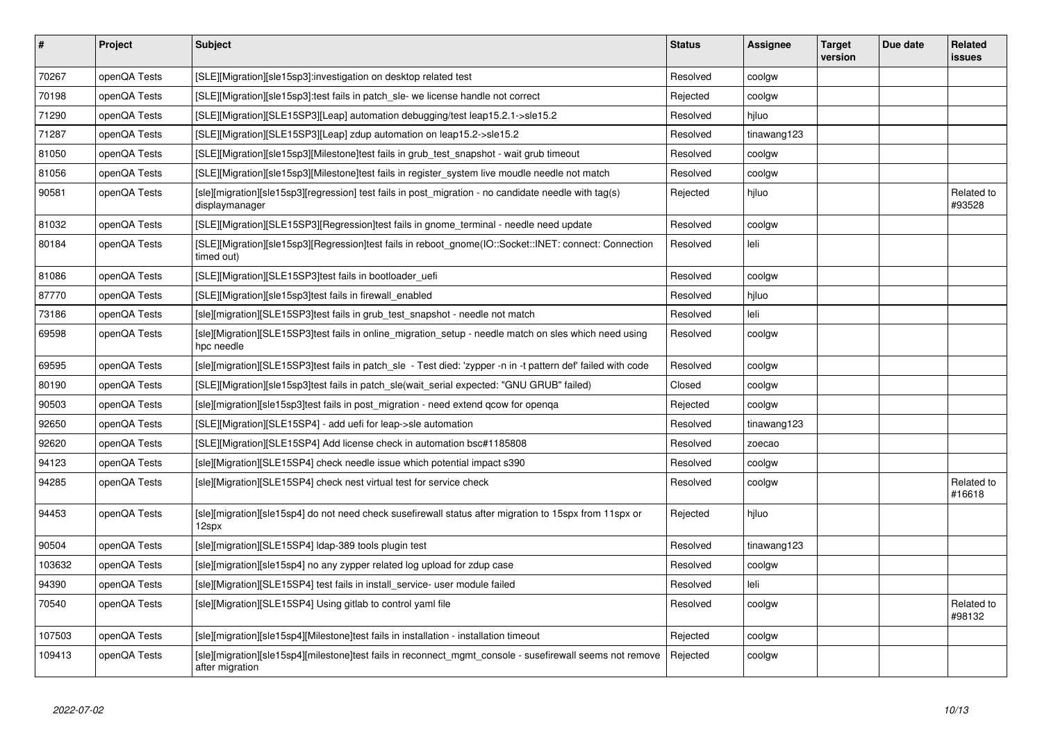| # | Project | Subject | Status | Assignee | Target version | Due date | Related issues |
|---|---|---|---|---|---|---|---|
| 70267 | openQA Tests | [SLE][Migration][sle15sp3]:investigation on desktop related test | Resolved | coolgw | | | |
| 70198 | openQA Tests | [SLE][Migration][sle15sp3]:test fails in patch_sle- we license handle not correct | Rejected | coolgw | | | |
| 71290 | openQA Tests | [SLE][Migration][SLE15SP3][Leap] automation debugging/test leap15.2.1->sle15.2 | Resolved | hjluo | | | |
| 71287 | openQA Tests | [SLE][Migration][SLE15SP3][Leap] zdup automation on leap15.2->sle15.2 | Resolved | tinawang123 | | | |
| 81050 | openQA Tests | [SLE][Migration][sle15sp3][Milestone]test fails in grub_test_snapshot - wait grub timeout | Resolved | coolgw | | | |
| 81056 | openQA Tests | [SLE][Migration][sle15sp3][Milestone]test fails in register_system live moudle needle not match | Resolved | coolgw | | | |
| 90581 | openQA Tests | [sle][migration][sle15sp3][regression] test fails in post_migration - no candidate needle with tag(s) displaymanager | Rejected | hjluo | | | Related to #93528 |
| 81032 | openQA Tests | [SLE][Migration][SLE15SP3][Regression]test fails in gnome_terminal - needle need update | Resolved | coolgw | | | |
| 80184 | openQA Tests | [SLE][Migration][sle15sp3][Regression]test fails in reboot_gnome(IO::Socket::INET: connect: Connection timed out) | Resolved | leli | | | |
| 81086 | openQA Tests | [SLE][Migration][SLE15SP3]test fails in bootloader_uefi | Resolved | coolgw | | | |
| 87770 | openQA Tests | [SLE][Migration][sle15sp3]test fails in firewall_enabled | Resolved | hjluo | | | |
| 73186 | openQA Tests | [sle][migration][SLE15SP3]test fails in grub_test_snapshot - needle not match | Resolved | leli | | | |
| 69598 | openQA Tests | [sle][Migration][SLE15SP3]test fails in online_migration_setup - needle match on sles which need using hpc needle | Resolved | coolgw | | | |
| 69595 | openQA Tests | [sle][migration][SLE15SP3]test fails in patch_sle - Test died: 'zypper -n in -t pattern def' failed with code | Resolved | coolgw | | | |
| 80190 | openQA Tests | [SLE][Migration][sle15sp3]test fails in patch_sle(wait_serial expected: "GNU GRUB" failed) | Closed | coolgw | | | |
| 90503 | openQA Tests | [sle][migration][sle15sp3]test fails in post_migration - need extend qcow for openqa | Rejected | coolgw | | | |
| 92650 | openQA Tests | [SLE][Migration][SLE15SP4] - add uefi for leap->sle automation | Resolved | tinawang123 | | | |
| 92620 | openQA Tests | [SLE][Migration][SLE15SP4] Add license check in automation bsc#1185808 | Resolved | zoecao | | | |
| 94123 | openQA Tests | [sle][Migration][SLE15SP4] check needle issue which potential impact s390 | Resolved | coolgw | | | |
| 94285 | openQA Tests | [sle][Migration][SLE15SP4] check nest virtual test for service check | Resolved | coolgw | | | Related to #16618 |
| 94453 | openQA Tests | [sle][migration][sle15sp4] do not need check susefirewall status after migration to 15spx from 11spx or 12spx | Rejected | hjluo | | | |
| 90504 | openQA Tests | [sle][migration][SLE15SP4] ldap-389 tools plugin test | Resolved | tinawang123 | | | |
| 103632 | openQA Tests | [sle][migration][sle15sp4] no any zypper related log upload for zdup case | Resolved | coolgw | | | |
| 94390 | openQA Tests | [sle][Migration][SLE15SP4] test fails in install_service- user module failed | Resolved | leli | | | |
| 70540 | openQA Tests | [sle][Migration][SLE15SP4] Using gitlab to control yaml file | Resolved | coolgw | | | Related to #98132 |
| 107503 | openQA Tests | [sle][migration][sle15sp4][Milestone]test fails in installation - installation timeout | Rejected | coolgw | | | |
| 109413 | openQA Tests | [sle][migration][sle15sp4][milestone]test fails in reconnect_mgmt_console - susefirewall seems not remove after migration | Rejected | coolgw | | | |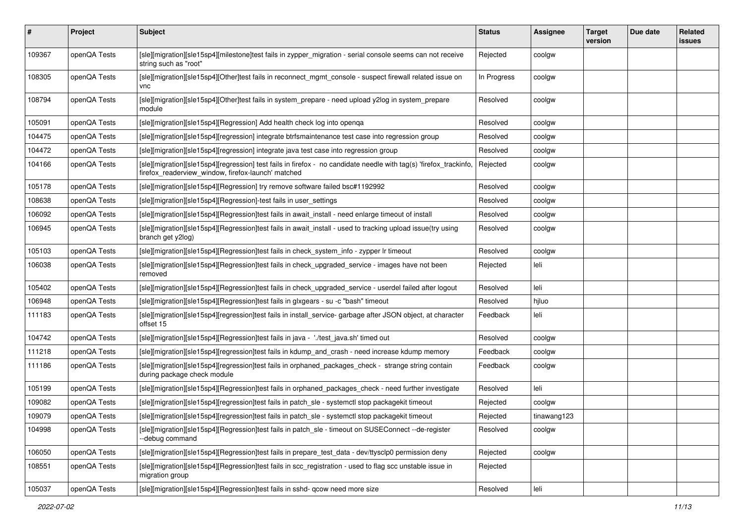| # | Project | Subject | Status | Assignee | Target version | Due date | Related issues |
|---|---|---|---|---|---|---|---|
| 109367 | openQA Tests | [sle][migration][sle15sp4][milestone]test fails in zypper_migration - serial console seems can not receive string such as "root" | Rejected | coolgw | | | |
| 108305 | openQA Tests | [sle][migration][sle15sp4][Other]test fails in reconnect_mgmt_console - suspect firewall related issue on vnc | In Progress | coolgw | | | |
| 108794 | openQA Tests | [sle][migration][sle15sp4][Other]test fails in system_prepare - need upload y2log in system_prepare module | Resolved | coolgw | | | |
| 105091 | openQA Tests | [sle][migration][sle15sp4][Regression] Add health check log into openqa | Resolved | coolgw | | | |
| 104475 | openQA Tests | [sle][migration][sle15sp4][regression] integrate btrfsmaintenance test case into regression group | Resolved | coolgw | | | |
| 104472 | openQA Tests | [sle][migration][sle15sp4][regression] integrate java test case into regression group | Resolved | coolgw | | | |
| 104166 | openQA Tests | [sle][migration][sle15sp4][regression] test fails in firefox - no candidate needle with tag(s) 'firefox_trackinfo, firefox_readerview_window, firefox-launch' matched | Rejected | coolgw | | | |
| 105178 | openQA Tests | [sle][migration][sle15sp4][Regression] try remove software failed bsc#1192992 | Resolved | coolgw | | | |
| 108638 | openQA Tests | [sle][migration][sle15sp4][Regression]-test fails in user_settings | Resolved | coolgw | | | |
| 106092 | openQA Tests | [sle][migration][sle15sp4][Regression]test fails in await_install - need enlarge timeout of install | Resolved | coolgw | | | |
| 106945 | openQA Tests | [sle][migration][sle15sp4][Regression]test fails in await_install - used to tracking upload issue(try using branch get y2log) | Resolved | coolgw | | | |
| 105103 | openQA Tests | [sle][migration][sle15sp4][Regression]test fails in check_system_info - zypper lr timeout | Resolved | coolgw | | | |
| 106038 | openQA Tests | [sle][migration][sle15sp4][Regression]test fails in check_upgraded_service - images have not been removed | Rejected | leli | | | |
| 105402 | openQA Tests | [sle][migration][sle15sp4][Regression]test fails in check_upgraded_service - userdel failed after logout | Resolved | leli | | | |
| 106948 | openQA Tests | [sle][migration][sle15sp4][Regression]test fails in glxgears - su -c "bash" timeout | Resolved | hjluo | | | |
| 111183 | openQA Tests | [sle][migration][sle15sp4][regression]test fails in install_service- garbage after JSON object, at character offset 15 | Feedback | leli | | | |
| 104742 | openQA Tests | [sle][migration][sle15sp4][Regression]test fails in java - './test_java.sh' timed out | Resolved | coolgw | | | |
| 111218 | openQA Tests | [sle][migration][sle15sp4][regression]test fails in kdump_and_crash - need increase kdump memory | Feedback | coolgw | | | |
| 111186 | openQA Tests | [sle][migration][sle15sp4][regression]test fails in orphaned_packages_check - strange string contain during package check module | Feedback | coolgw | | | |
| 105199 | openQA Tests | [sle][migration][sle15sp4][Regression]test fails in orphaned_packages_check - need further investigate | Resolved | leli | | | |
| 109082 | openQA Tests | [sle][migration][sle15sp4][regression]test fails in patch_sle - systemctl stop packagekit timeout | Rejected | coolgw | | | |
| 109079 | openQA Tests | [sle][migration][sle15sp4][regression]test fails in patch_sle - systemctl stop packagekit timeout | Rejected | tinawang123 | | | |
| 104998 | openQA Tests | [sle][migration][sle15sp4][Regression]test fails in patch_sle - timeout on SUSEConnect --de-register --debug command | Resolved | coolgw | | | |
| 106050 | openQA Tests | [sle][migration][sle15sp4][Regression]test fails in prepare_test_data - dev/ttysclp0 permission deny | Rejected | coolgw | | | |
| 108551 | openQA Tests | [sle][migration][sle15sp4][Regression]test fails in scc_registration - used to flag scc unstable issue in migration group | Rejected | | | | |
| 105037 | openQA Tests | [sle][migration][sle15sp4][Regression]test fails in sshd- qcow need more size | Resolved | leli | | | |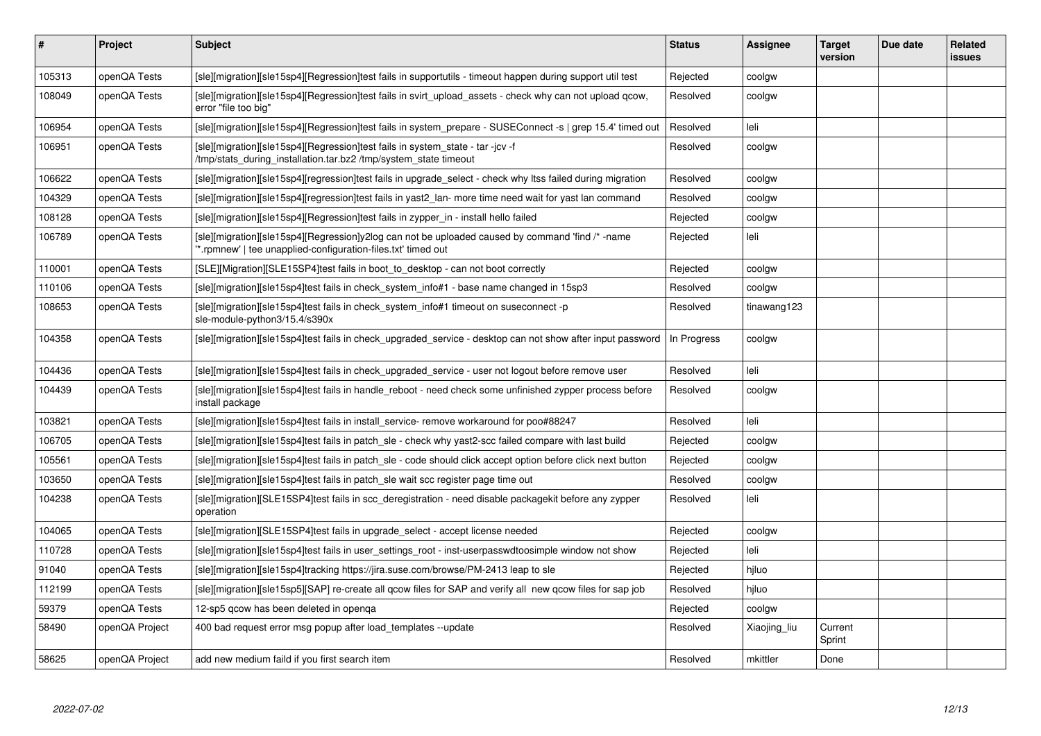| # | Project | Subject | Status | Assignee | Target version | Due date | Related issues |
|---|---|---|---|---|---|---|---|
| 105313 | openQA Tests | [sle][migration][sle15sp4][Regression]test fails in supportutils - timeout happen during support util test | Rejected | coolgw | | | |
| 108049 | openQA Tests | [sle][migration][sle15sp4][Regression]test fails in svirt_upload_assets - check why can not upload qcow, error "file too big" | Resolved | coolgw | | | |
| 106954 | openQA Tests | [sle][migration][sle15sp4][Regression]test fails in system_prepare - SUSEConnect -s \| grep 15.4' timed out | Resolved | leli | | | |
| 106951 | openQA Tests | [sle][migration][sle15sp4][Regression]test fails in system_state - tar -jcv -f /tmp/stats_during_installation.tar.bz2 /tmp/system_state timeout | Resolved | coolgw | | | |
| 106622 | openQA Tests | [sle][migration][sle15sp4][regression]test fails in upgrade_select - check why ltss failed during migration | Resolved | coolgw | | | |
| 104329 | openQA Tests | [sle][migration][sle15sp4][regression]test fails in yast2_lan- more time need wait for yast lan command | Resolved | coolgw | | | |
| 108128 | openQA Tests | [sle][migration][sle15sp4][Regression]test fails in zypper_in - install hello failed | Rejected | coolgw | | | |
| 106789 | openQA Tests | [sle][migration][sle15sp4][Regression]y2log can not be uploaded caused by command 'find /* -name '*.rpmnew' \| tee unapplied-configuration-files.txt' timed out | Rejected | leli | | | |
| 110001 | openQA Tests | [SLE][Migration][SLE15SP4]test fails in boot_to_desktop - can not boot correctly | Rejected | coolgw | | | |
| 110106 | openQA Tests | [sle][migration][sle15sp4]test fails in check_system_info#1 - base name changed in 15sp3 | Resolved | coolgw | | | |
| 108653 | openQA Tests | [sle][migration][sle15sp4]test fails in check_system_info#1 timeout on suseconnect -p sle-module-python3/15.4/s390x | Resolved | tinawang123 | | | |
| 104358 | openQA Tests | [sle][migration][sle15sp4]test fails in check_upgraded_service - desktop can not show after input password | In Progress | coolgw | | | |
| 104436 | openQA Tests | [sle][migration][sle15sp4]test fails in check_upgraded_service - user not logout before remove user | Resolved | leli | | | |
| 104439 | openQA Tests | [sle][migration][sle15sp4]test fails in handle_reboot - need check some unfinished zypper process before install package | Resolved | coolgw | | | |
| 103821 | openQA Tests | [sle][migration][sle15sp4]test fails in install_service- remove workaround for poo#88247 | Resolved | leli | | | |
| 106705 | openQA Tests | [sle][migration][sle15sp4]test fails in patch_sle - check why yast2-scc failed compare with last build | Rejected | coolgw | | | |
| 105561 | openQA Tests | [sle][migration][sle15sp4]test fails in patch_sle - code should click accept option before click next button | Rejected | coolgw | | | |
| 103650 | openQA Tests | [sle][migration][sle15sp4]test fails in patch_sle wait scc register page time out | Resolved | coolgw | | | |
| 104238 | openQA Tests | [sle][migration][SLE15SP4]test fails in scc_deregistration - need disable packagekit before any zypper operation | Resolved | leli | | | |
| 104065 | openQA Tests | [sle][migration][SLE15SP4]test fails in upgrade_select - accept license needed | Rejected | coolgw | | | |
| 110728 | openQA Tests | [sle][migration][sle15sp4]test fails in user_settings_root - inst-userpasswdtoosimple window not show | Rejected | leli | | | |
| 91040 | openQA Tests | [sle][migration][sle15sp4]tracking https://jira.suse.com/browse/PM-2413 leap to sle | Rejected | hjluo | | | |
| 112199 | openQA Tests | [sle][migration][sle15sp5][SAP] re-create all qcow files for SAP and verify all new qcow files for sap job | Resolved | hjluo | | | |
| 59379 | openQA Tests | 12-sp5 qcow has been deleted in openqa | Rejected | coolgw | | | |
| 58490 | openQA Project | 400 bad request error msg popup after load_templates --update | Resolved | Xiaojing_liu | Current Sprint | | |
| 58625 | openQA Project | add new medium faild if you first search item | Resolved | mkittler | Done | | |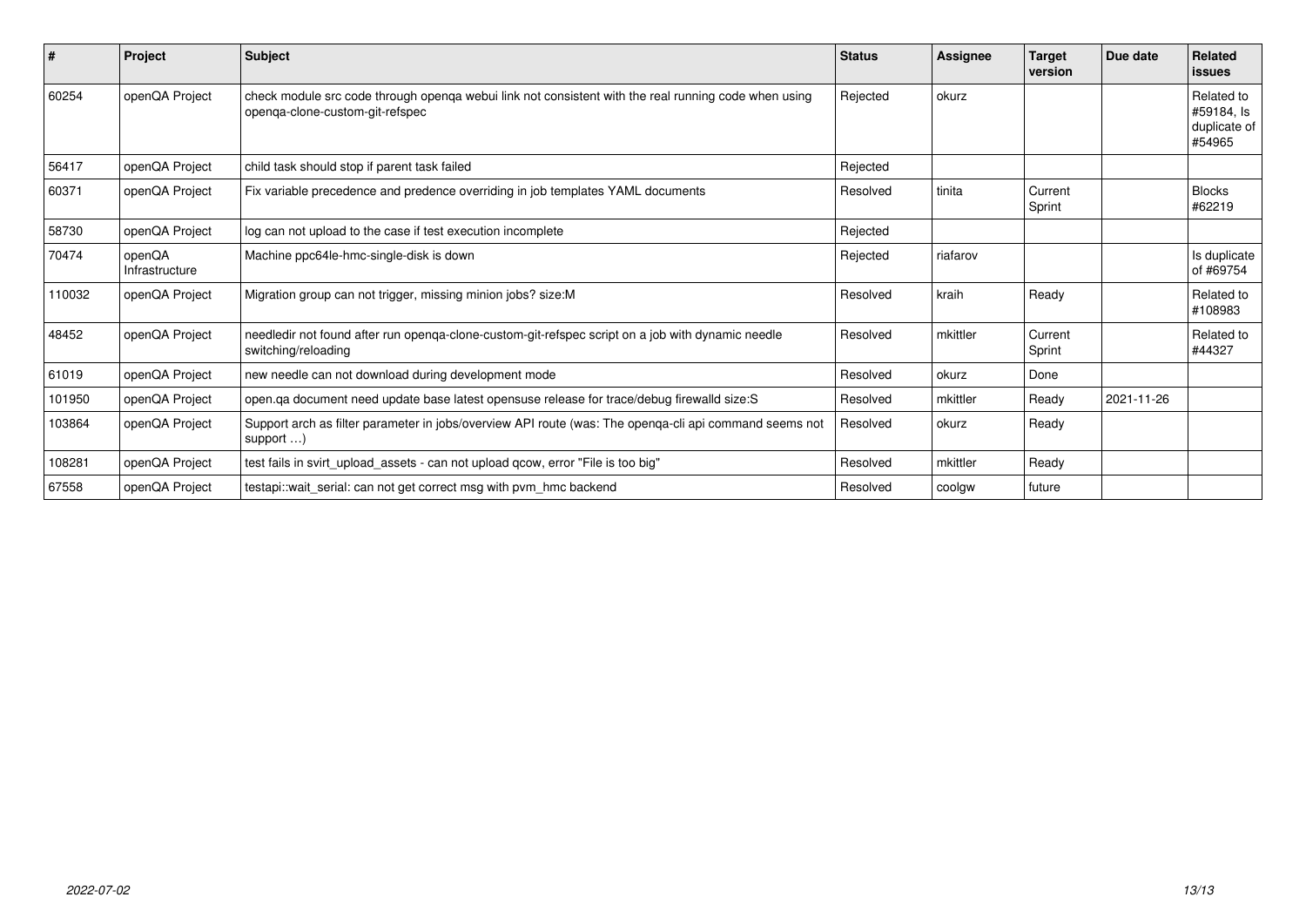| # | Project | Subject | Status | Assignee | Target version | Due date | Related issues |
|---|---|---|---|---|---|---|---|
| 60254 | openQA Project | check module src code through openqa webui link not consistent with the real running code when using openqa-clone-custom-git-refspec | Rejected | okurz | | | Related to #59184, Is duplicate of #54965 |
| 56417 | openQA Project | child task should stop if parent task failed | Rejected | | | | |
| 60371 | openQA Project | Fix variable precedence and predence overriding in job templates YAML documents | Resolved | tinita | Current Sprint | | Blocks #62219 |
| 58730 | openQA Project | log can not upload to the case if test execution incomplete | Rejected | | | | |
| 70474 | openQA Infrastructure | Machine ppc64le-hmc-single-disk is down | Rejected | riafarov | | | Is duplicate of #69754 |
| 110032 | openQA Project | Migration group can not trigger, missing minion jobs? size:M | Resolved | kraih | Ready | | Related to #108983 |
| 48452 | openQA Project | needledir not found after run openqa-clone-custom-git-refspec script on a job with dynamic needle switching/reloading | Resolved | mkittler | Current Sprint | | Related to #44327 |
| 61019 | openQA Project | new needle can not download during development mode | Resolved | okurz | Done | | |
| 101950 | openQA Project | open.qa document need update base latest opensuse release for trace/debug firewalld size:S | Resolved | mkittler | Ready | 2021-11-26 | |
| 103864 | openQA Project | Support arch as filter parameter in jobs/overview API route (was: The openqa-cli api command seems not support …) | Resolved | okurz | Ready | | |
| 108281 | openQA Project | test fails in svirt_upload_assets - can not upload qcow, error "File is too big" | Resolved | mkittler | Ready | | |
| 67558 | openQA Project | testapi::wait_serial: can not get correct msg with pvm_hmc backend | Resolved | coolgw | future | | |